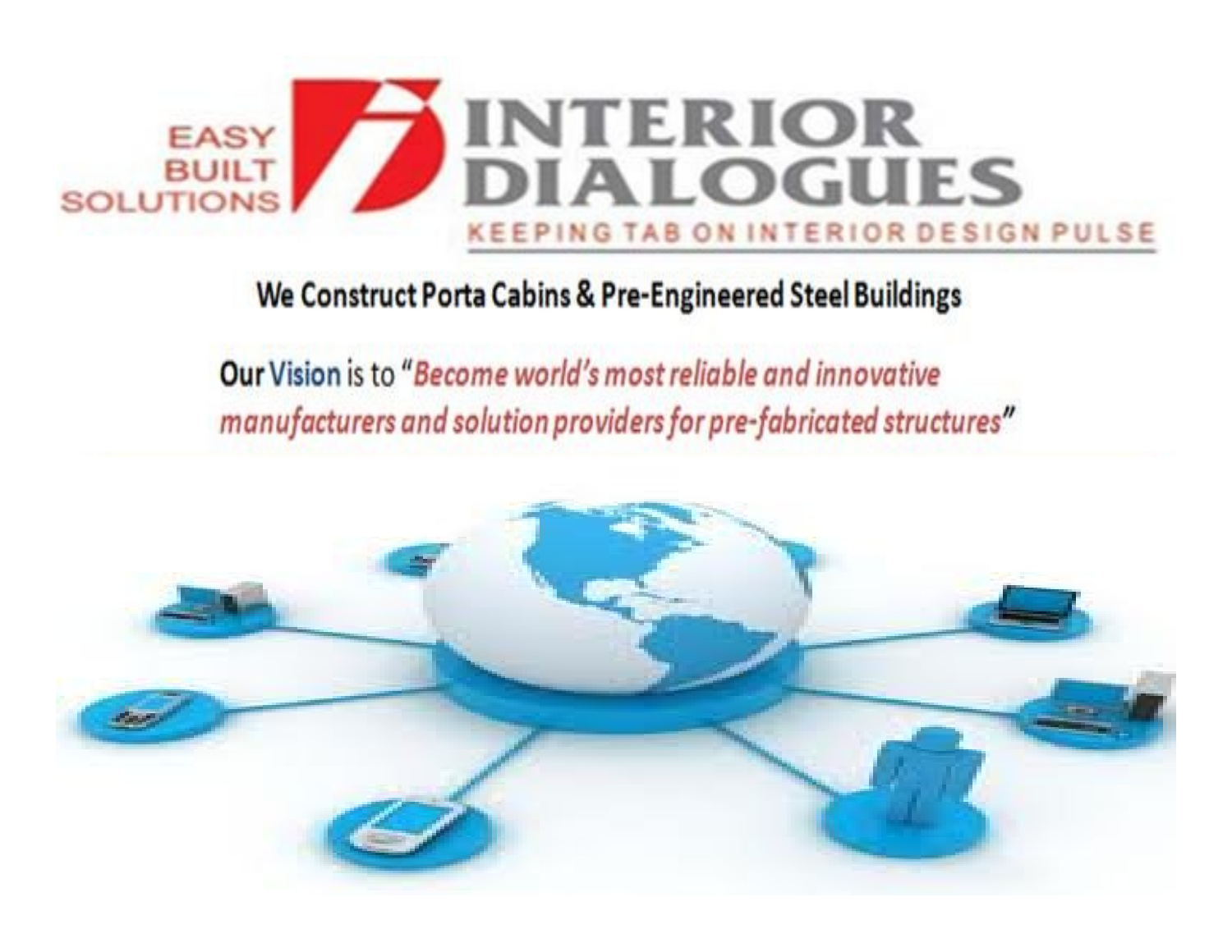EASY BUILT SOLUTIONS

# INTERIOR DIALOGUES

KEEPING TAB ON INTERIOR DESIGN PULSE

**We Construct Porta Cabins & Pre-Engineered Steel Buildings**

**Our Vision is to "*Become world's most reliable and innovative manufacturers and solution providers for pre-fabricated structures*"**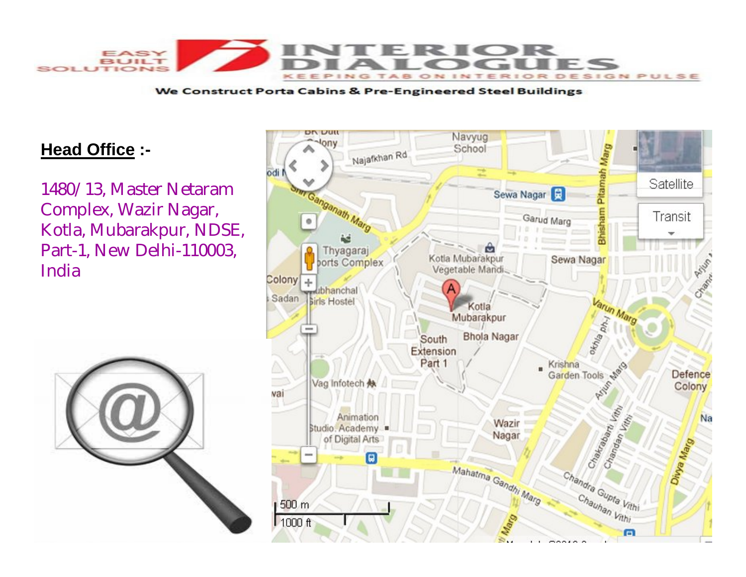**Head Office** :-

1480/13, Master Netaram Complex, Wazir Nagar, Kotla, Mubarakpur, NDSE, Part-1, New Delhi-110003, India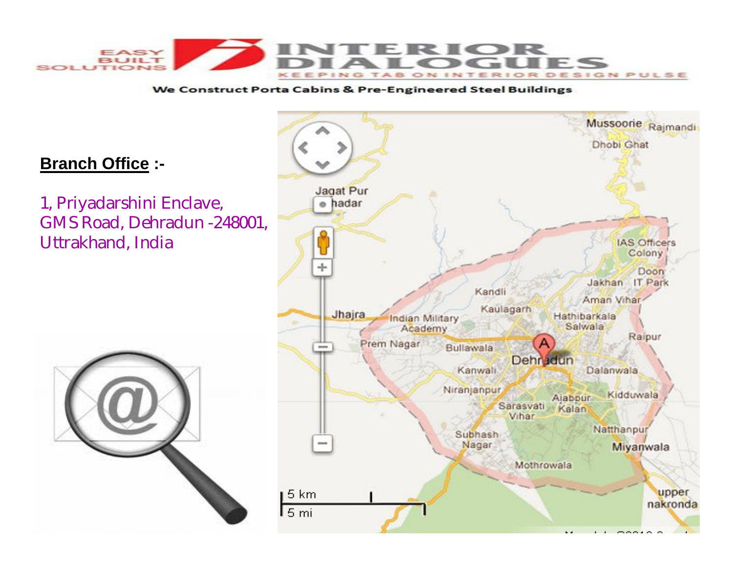**Branch Office** :-

1, Priyadarshini Enclave,
GMS Road, Dehradun -248001,
Uttrakhand, India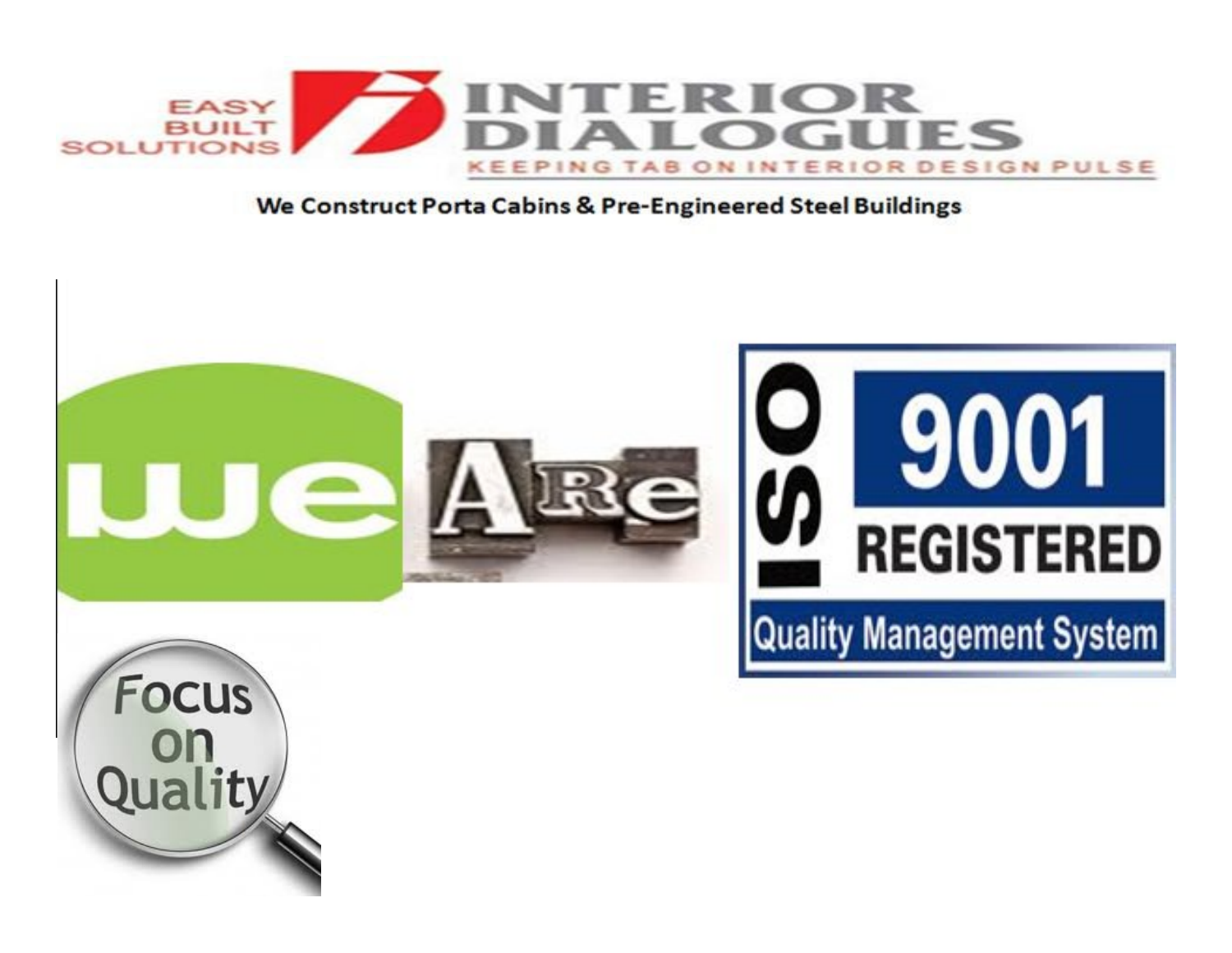EASY BUILT SOLUTIONS

# INTERIOR DIALOGUES

KEEPING TAB ON INTERIOR DESIGN PULSE

**We Construct Porta Cabins & Pre-Engineered Steel Buildings**

we ARe

ISO 9001 REGISTERED

Quality Management System

Focus on Quality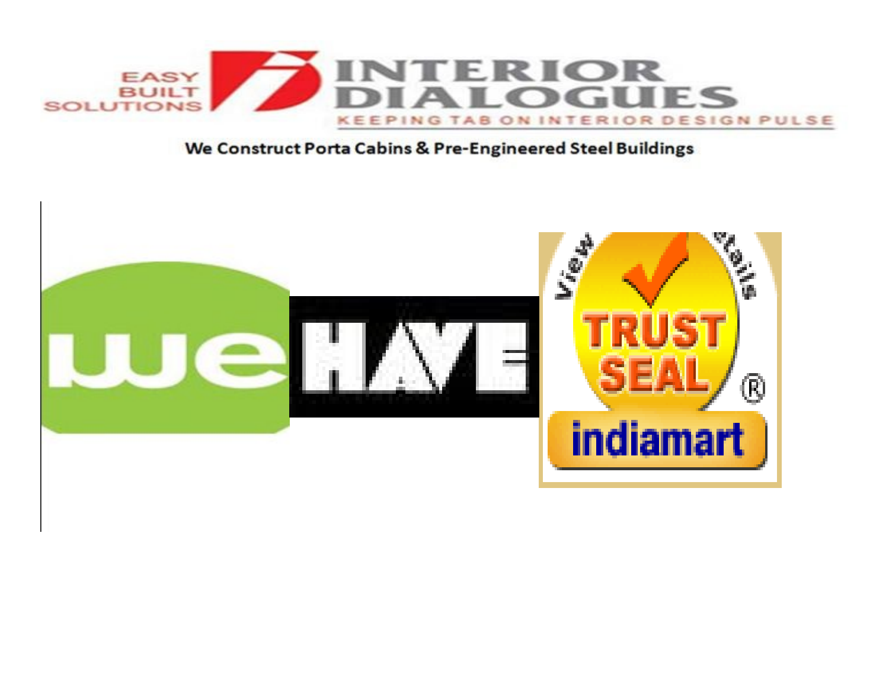EASY BUILT SOLUTIONS

INTERIOR DIALOGUES

KEEPING TAB ON INTERIOR DESIGN PULSE

**We Construct Porta Cabins & Pre-Engineered Steel Buildings**

we HAVE

View Details

TRUST SEAL ®

indiamart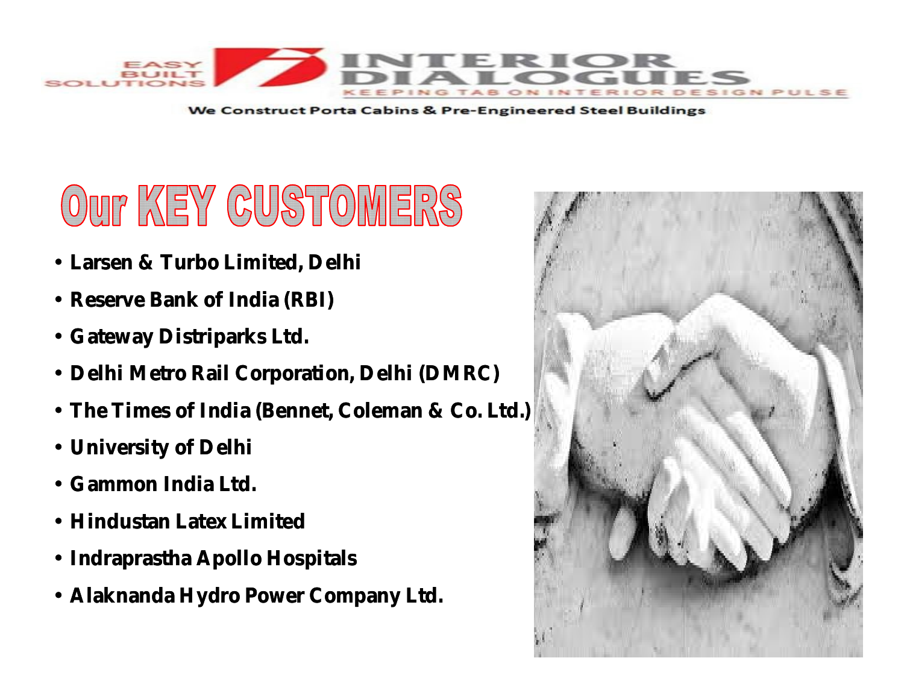# Our KEY CUSTOMERS

- Larsen & Turbo Limited, Delhi
- Reserve Bank of India (RBI)
- Gateway Distriparks Ltd.
- Delhi Metro Rail Corporation, Delhi (DMRC)
- The Times of India (Bennet, Coleman & Co. Ltd.)
- University of Delhi
- Gammon India Ltd.
- Hindustan Latex Limited
- Indraprastha Apollo Hospitals
- Alaknanda Hydro Power Company Ltd.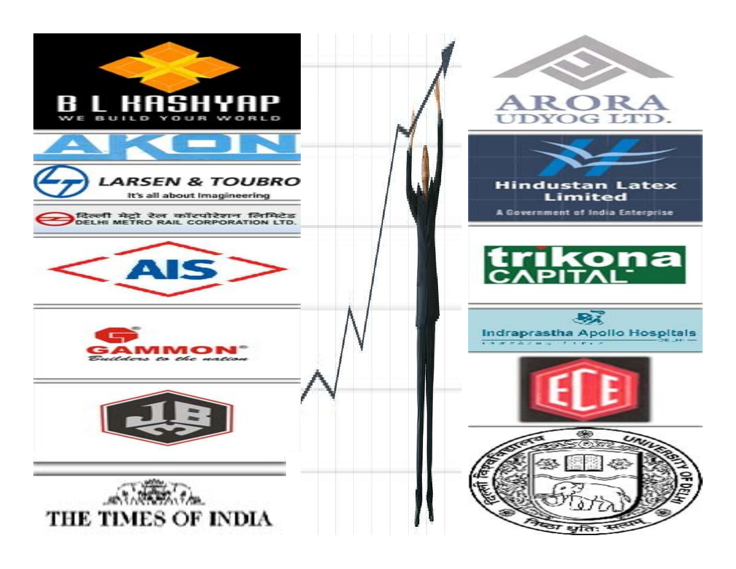B L KASHYAP
WE BUILD YOUR WORLD

AKON

LARSEN & TOUBRO
It's all about Imagineering

दिल्ली मेट्रो रेल कॉरपोरेशन लिमिटेड
DELHI METRO RAIL CORPORATION LTD.

AIS

GAMMON
Builders to the nation

JBM

THE TIMES OF INDIA

ARORA
UDYOG LTD.

Hindustan Latex Limited
A Government of India Enterprise

trikona
CAPITAL

Indraprastha Apollo Hospitals
DELHI

ECE

दिल्ली विश्वविद्यालय
UNIVERSITY OF DELHI
निष्ठा धृति: सत्यम्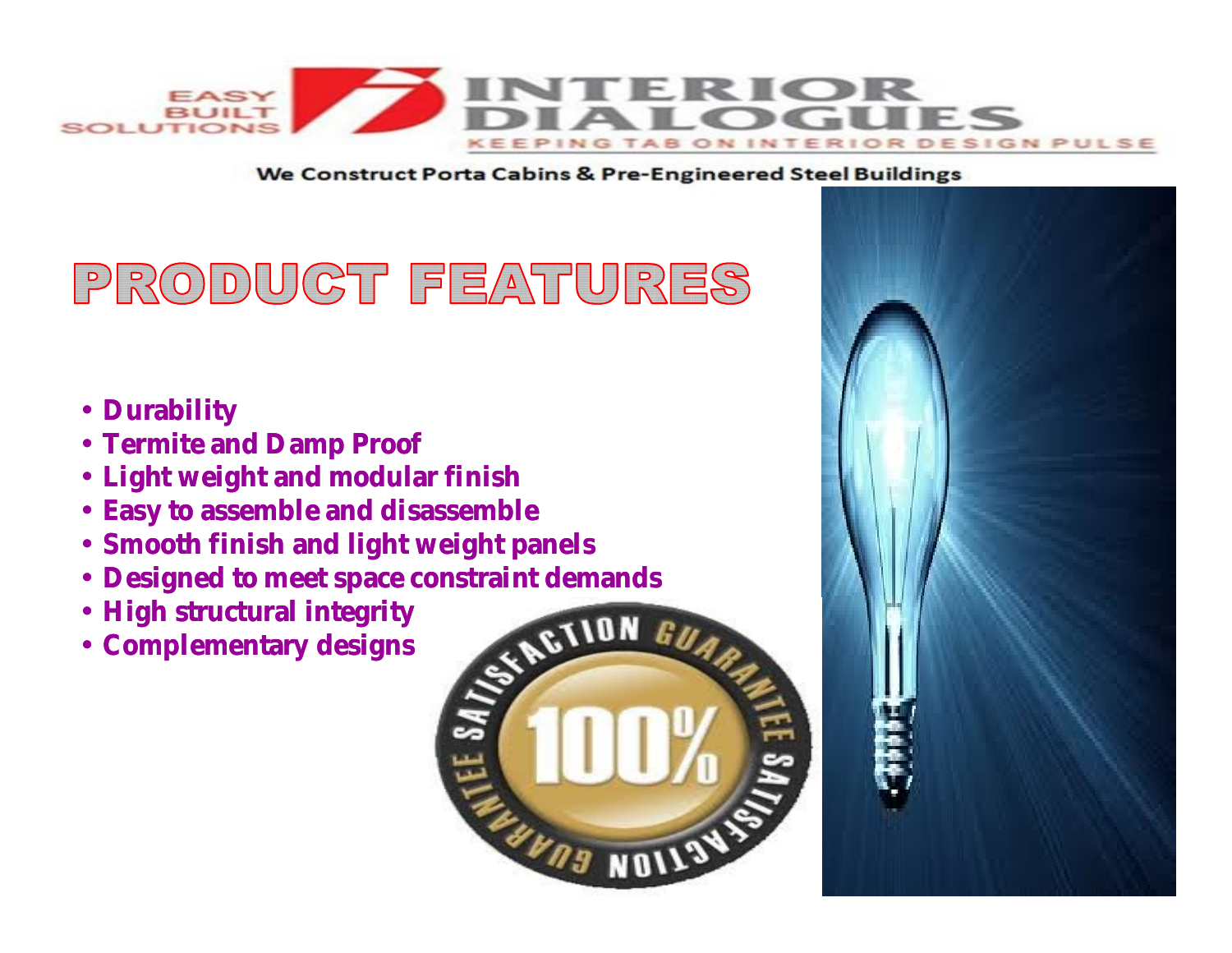EASY BUILT SOLUTIONS — INTERIOR DIALOGUES — KEEPING TAB ON INTERIOR DESIGN PULSE

We Construct Porta Cabins & Pre-Engineered Steel Buildings

# PRODUCT FEATURES

- **Durability**
- **Termite and Damp Proof**
- **Light weight and modular finish**
- **Easy to assemble and disassemble**
- **Smooth finish and light weight panels**
- **Designed to meet space constraint demands**
- **High structural integrity**
- **Complementary designs**

100% SATISFACTION GUARANTEE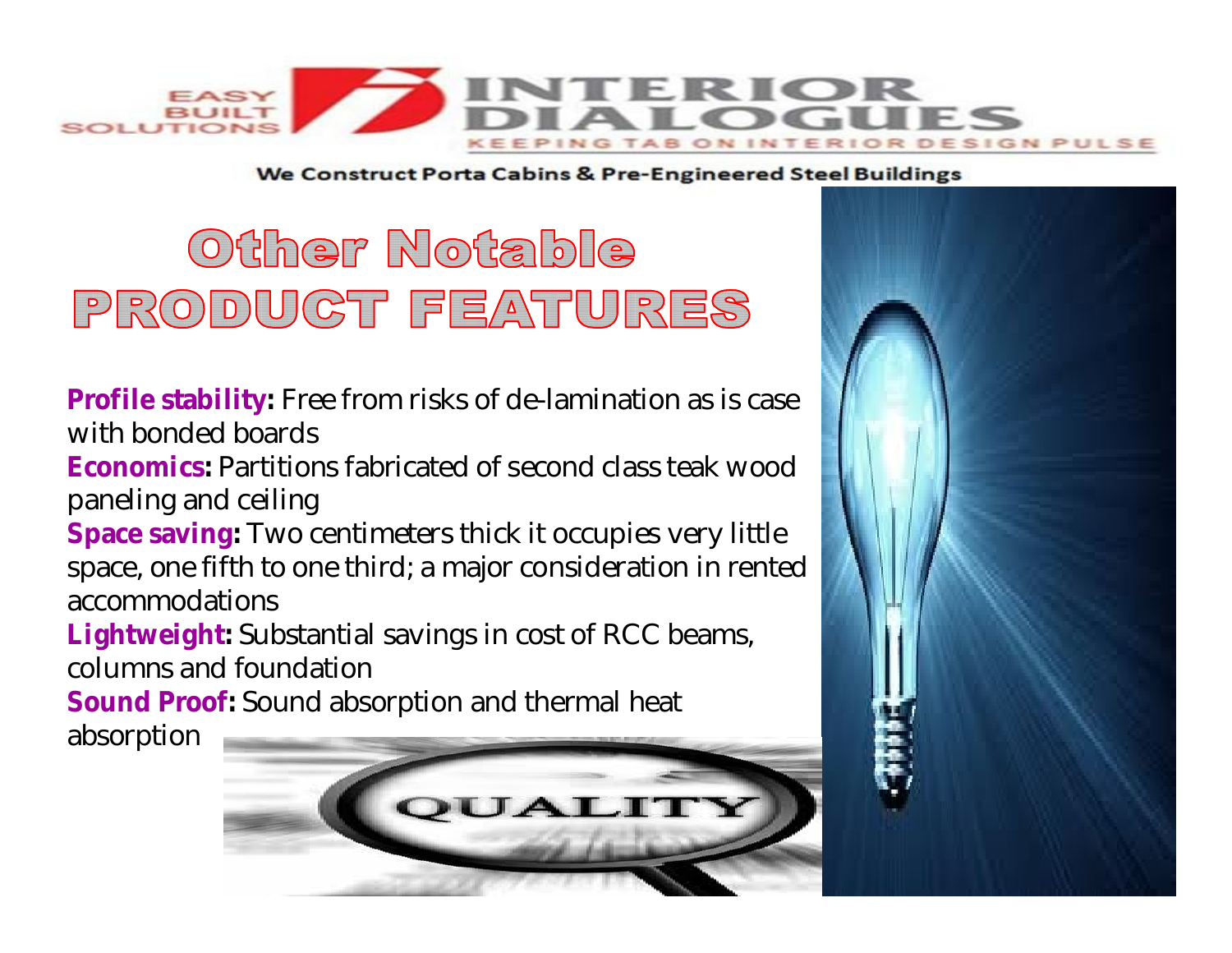# Other Notable PRODUCT FEATURES

**Profile stability:** Free from risks of de-lamination as is case with bonded boards

**Economics:** Partitions fabricated of second class teak wood paneling and ceiling

**Space saving:** Two centimeters thick it occupies very little space, one fifth to one third; a major consideration in rented accommodations

**Lightweight:** Substantial savings in cost of RCC beams, columns and foundation

**Sound Proof:** Sound absorption and thermal heat absorption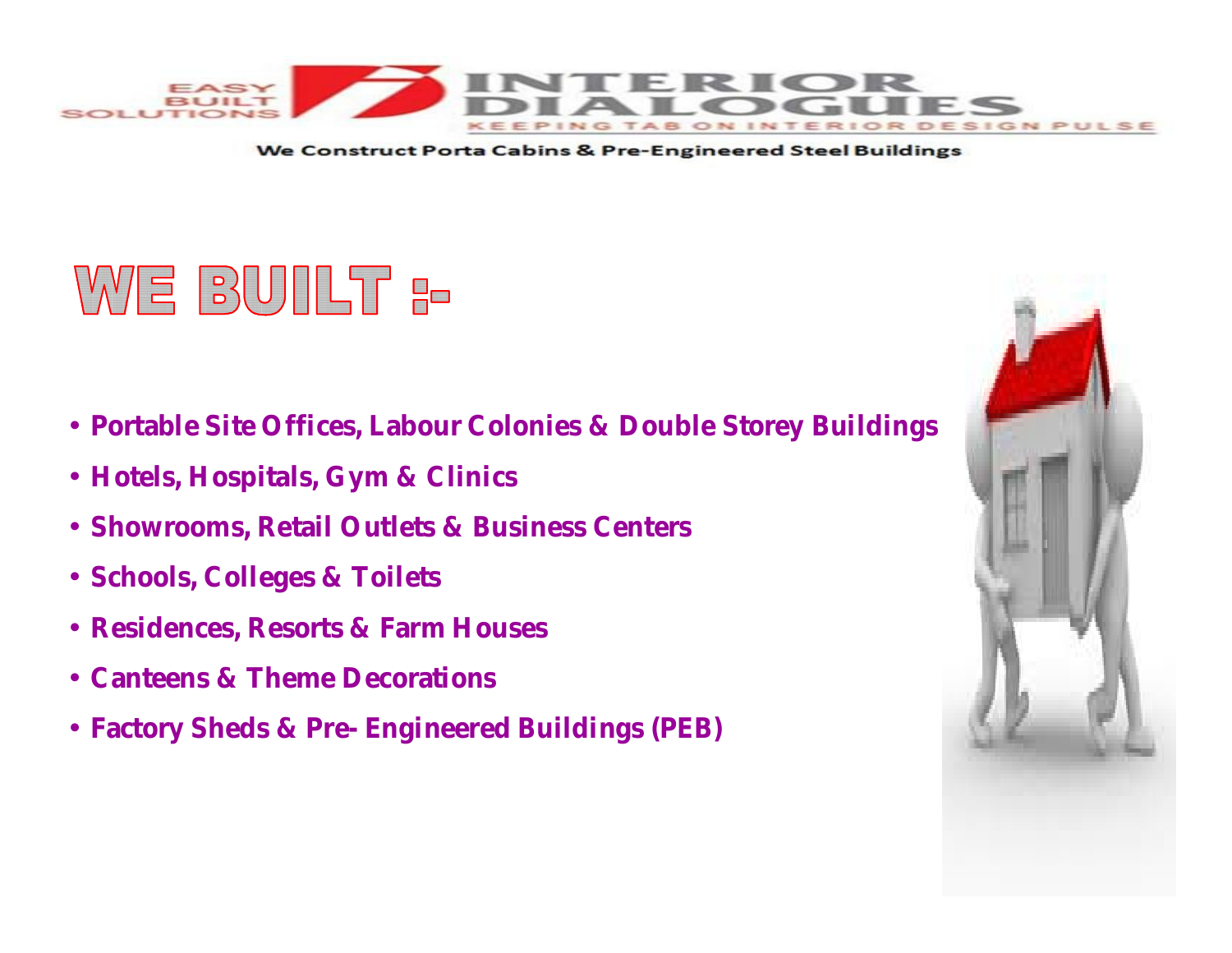# WE BUILT :-

- **Portable Site Offices, Labour Colonies & Double Storey Buildings**
- **Hotels, Hospitals, Gym & Clinics**
- **Showrooms, Retail Outlets & Business Centers**
- **Schools, Colleges & Toilets**
- **Residences, Resorts & Farm Houses**
- **Canteens & Theme Decorations**
- **Factory Sheds & Pre- Engineered Buildings (PEB)**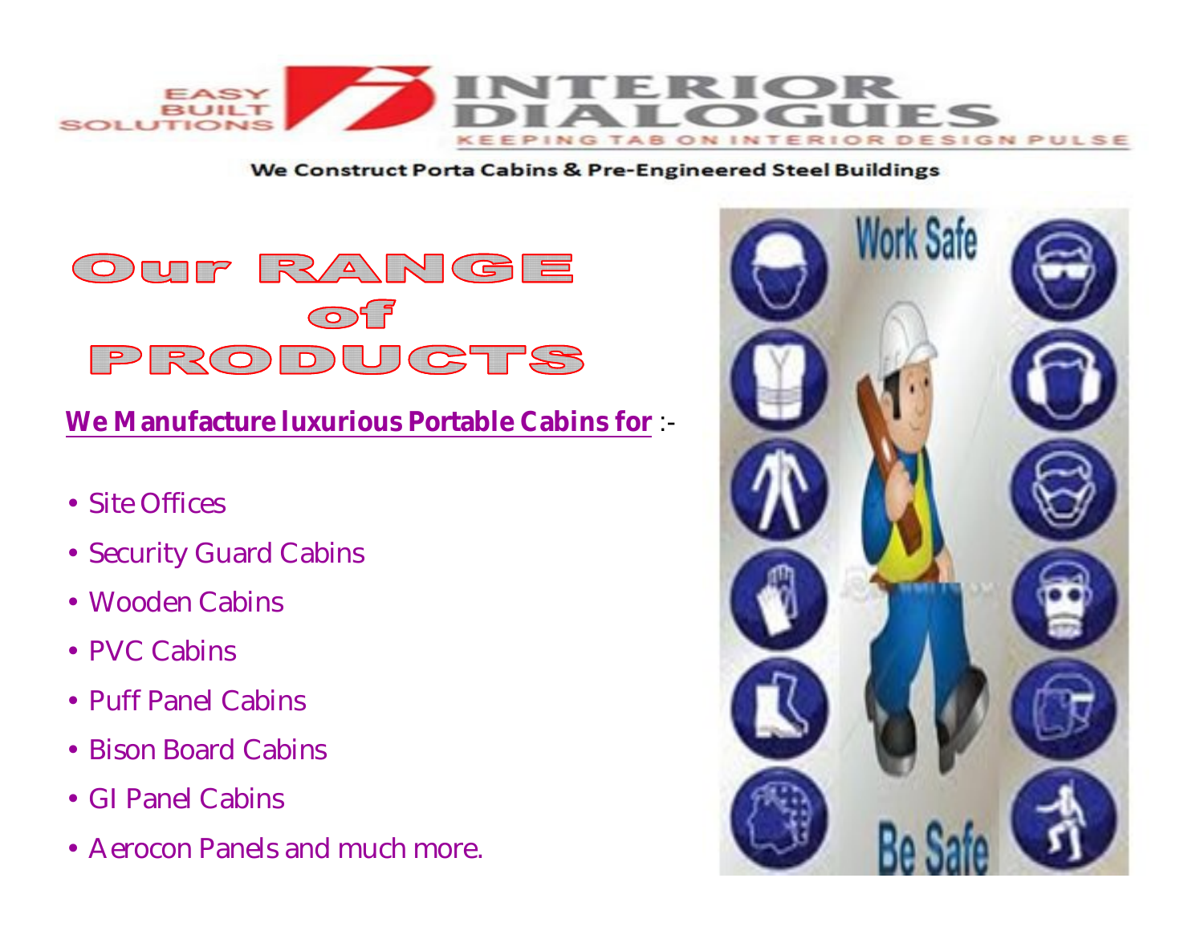EASY BUILT SOLUTIONS

INTERIOR DIALOGUES

KEEPING TAB ON INTERIOR DESIGN PULSE

We Construct Porta Cabins & Pre-Engineered Steel Buildings

# Our RANGE of PRODUCTS

**We Manufacture luxurious Portable Cabins for** :-

- Site Offices
- Security Guard Cabins
- Wooden Cabins
- PVC Cabins
- Puff Panel Cabins
- Bison Board Cabins
- GI Panel Cabins
- Aerocon Panels and much more.

Work Safe

Be Safe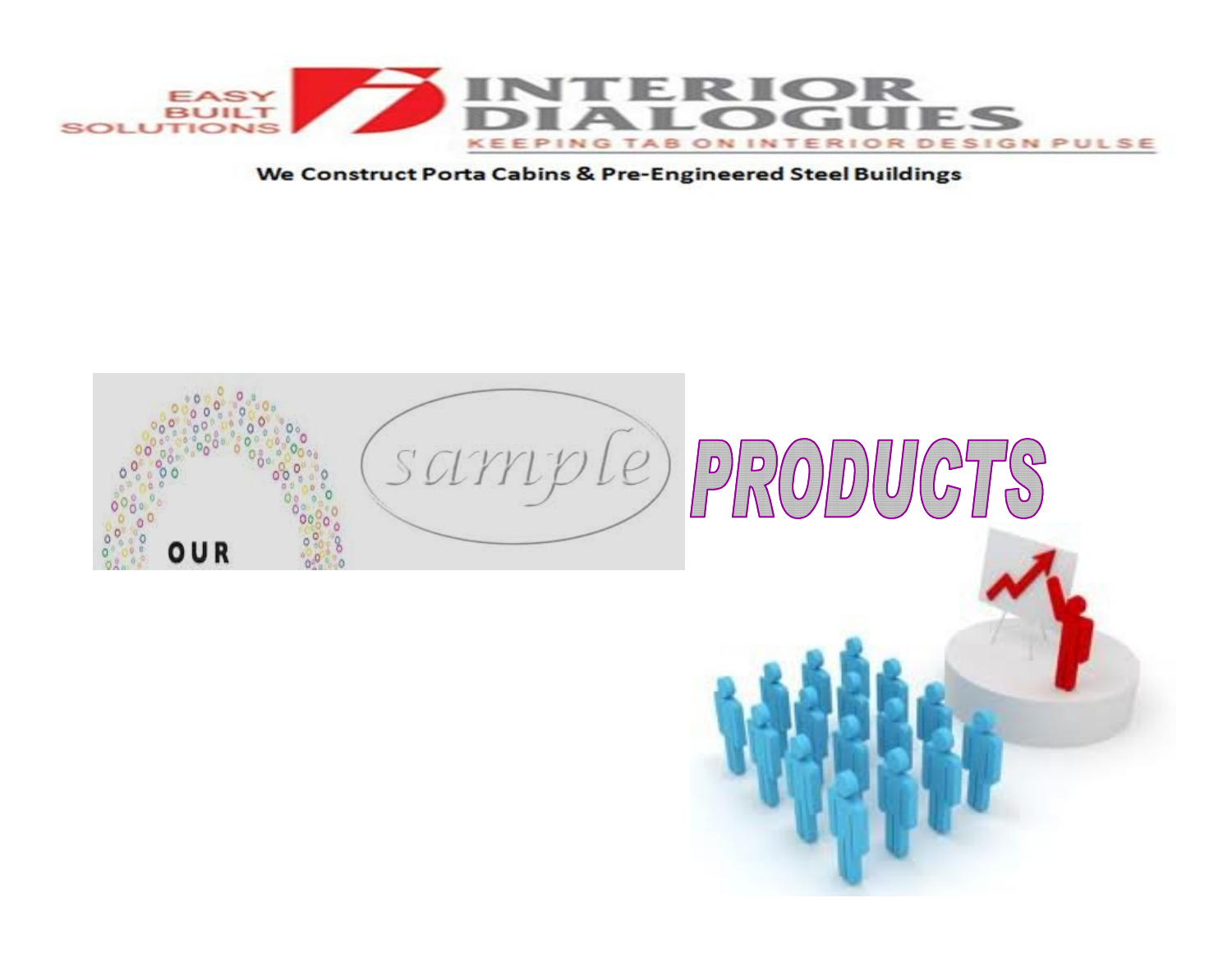EASY BUILT SOLUTIONS

# INTERIOR DIALOGUES

KEEPING TAB ON INTERIOR DESIGN PULSE

**We Construct Porta Cabins & Pre-Engineered Steel Buildings**

# PRODUCTS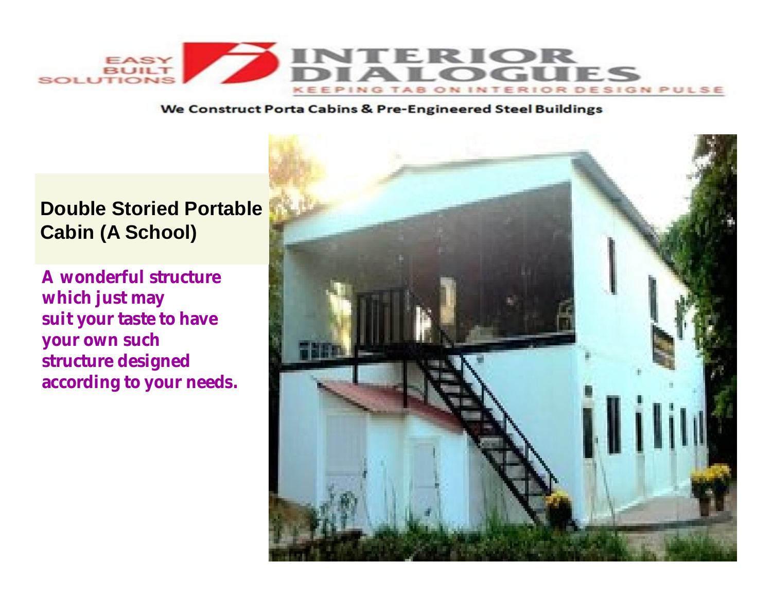EASY BUILT SOLUTIONS

INTERIOR DIALOGUES

KEEPING TAB ON INTERIOR DESIGN PULSE

We Construct Porta Cabins & Pre-Engineered Steel Buildings

## Double Storied Portable Cabin (A School)

**A wonderful structure which just may suit your taste to have your own such structure designed according to your needs.**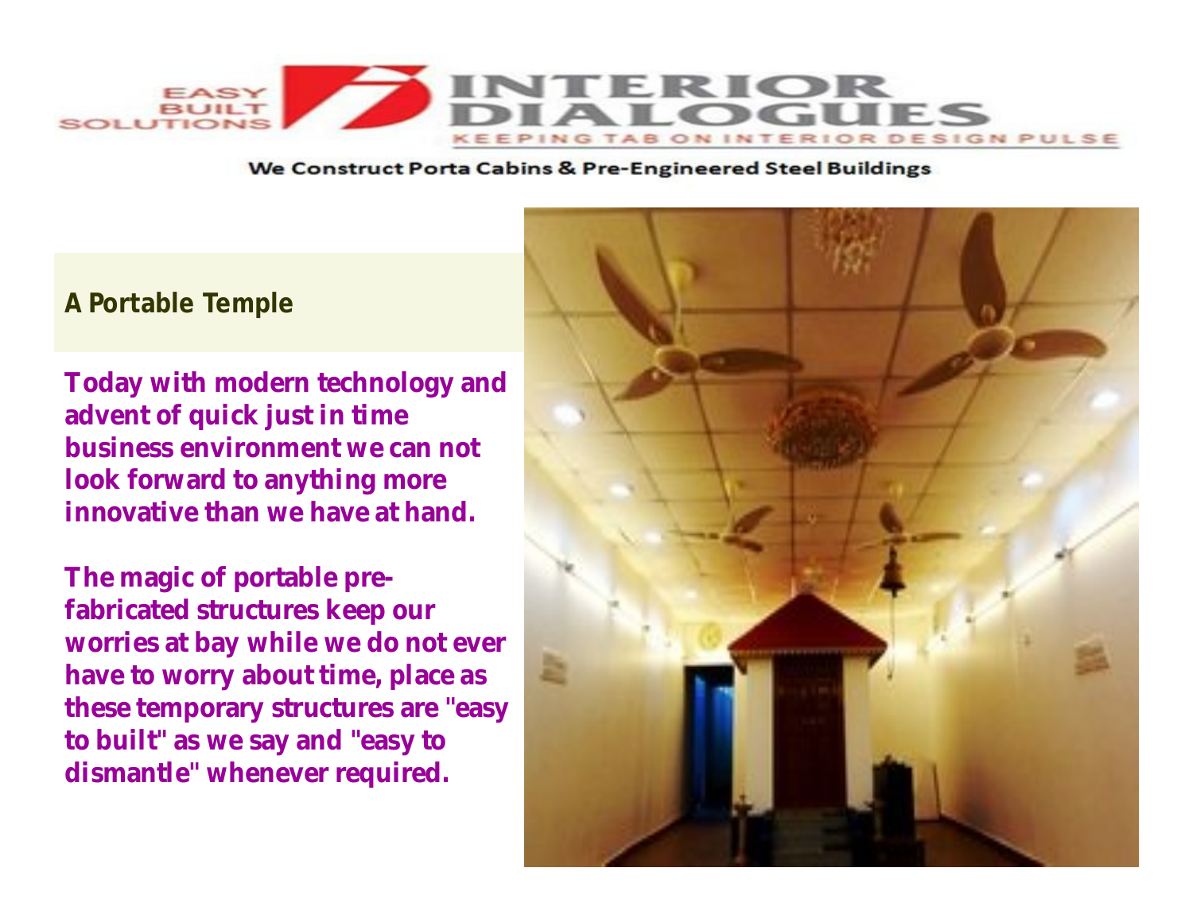# A Portable Temple

**Today with modern technology and advent of quick just in time business environment we can not look forward to anything more innovative than we have at hand.**

**The magic of portable pre-fabricated structures keep our worries at bay while we do not ever have to worry about time, place as these temporary structures are "easy to built" as we say and "easy to dismantle" whenever required.**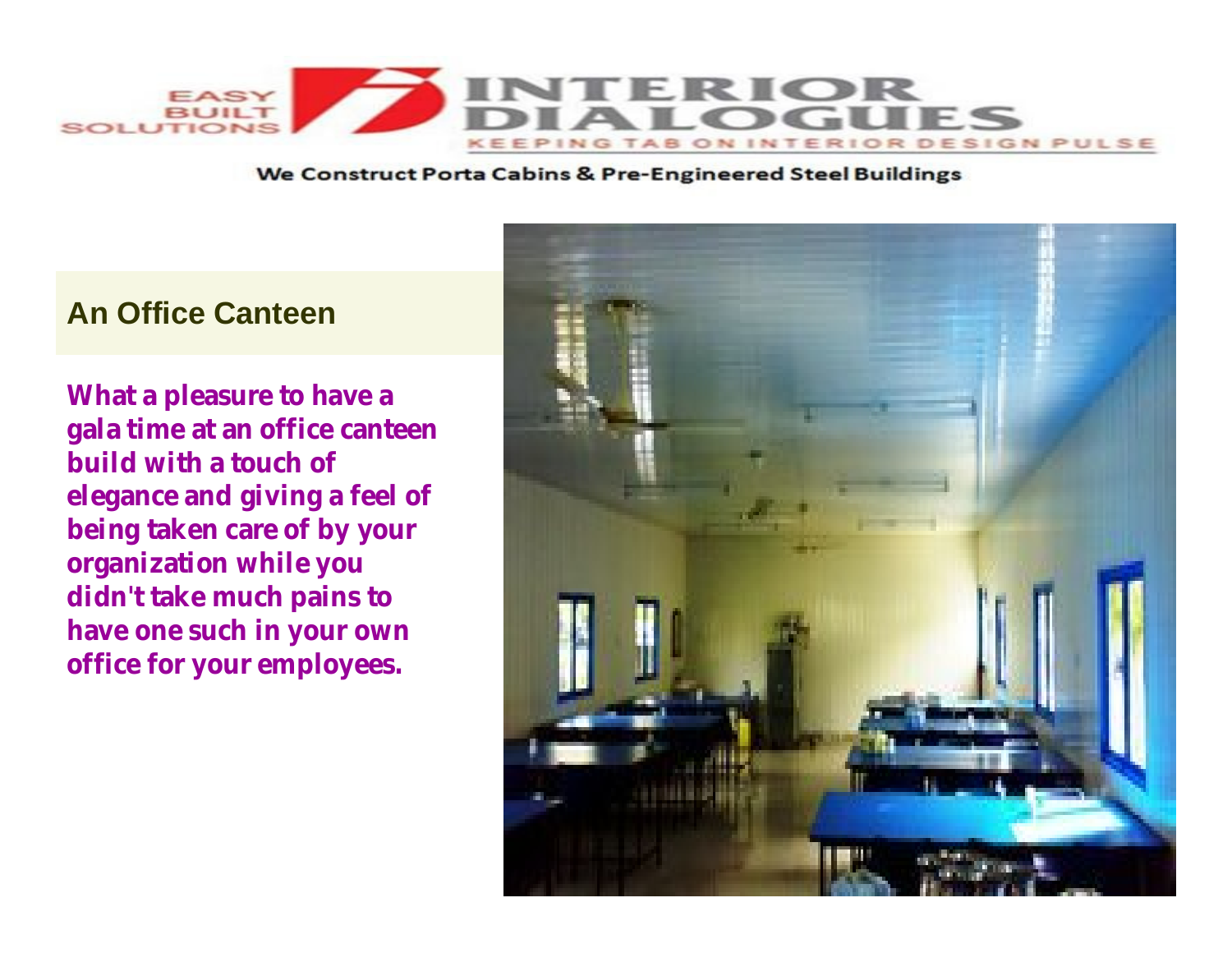## An Office Canteen

**What a pleasure to have a gala time at an office canteen build with a touch of elegance and giving a feel of being taken care of by your organization while you didn't take much pains to have one such in your own office for your employees.**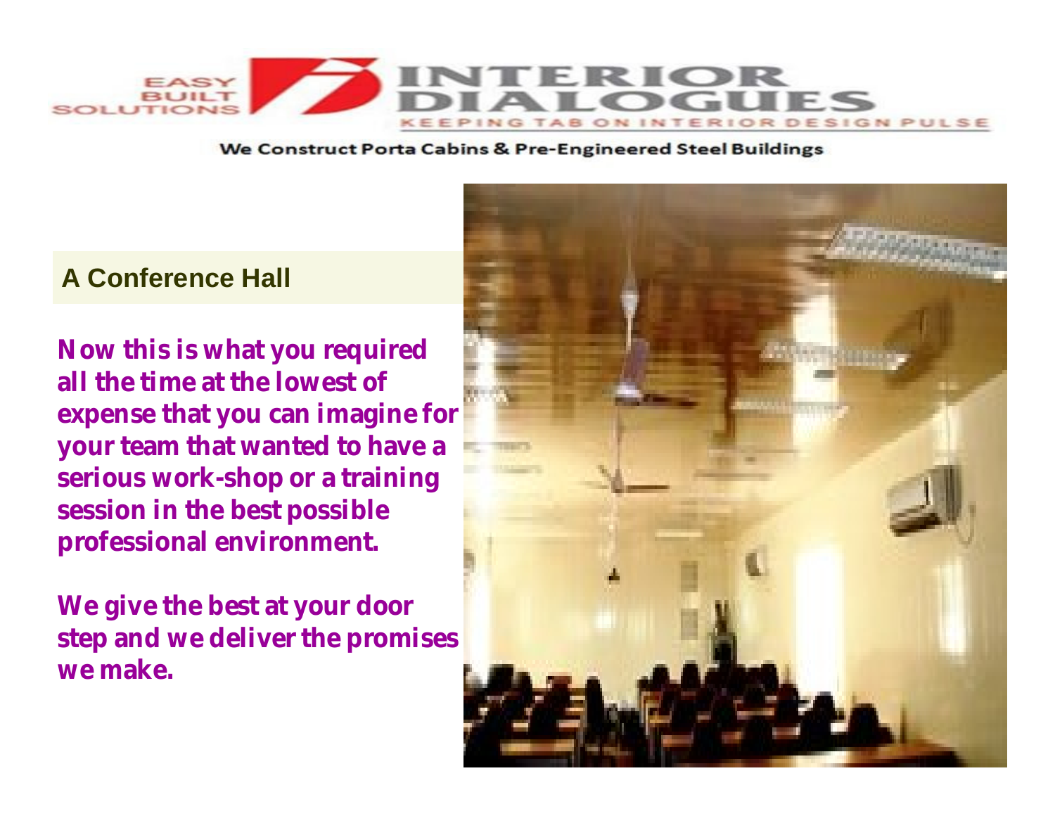## A Conference Hall

**Now this is what you required all the time at the lowest of expense that you can imagine for your team that wanted to have a serious work-shop or a training session in the best possible professional environment.**

**We give the best at your door step and we deliver the promises we make.**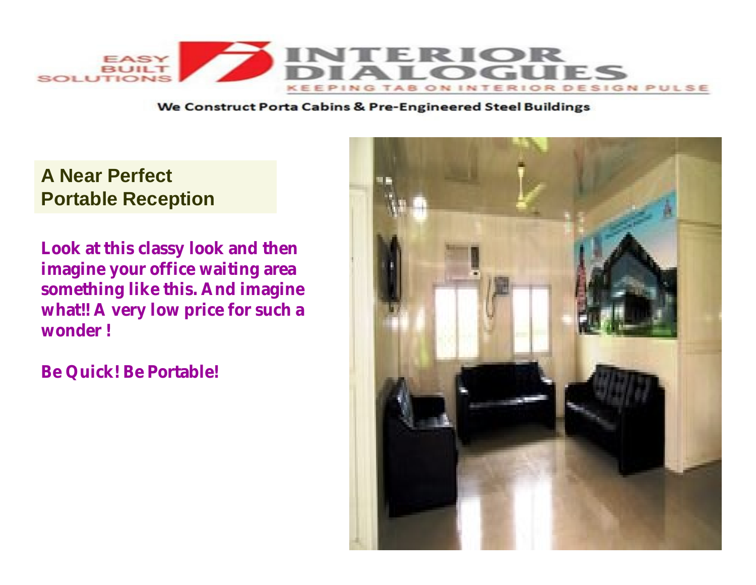## A Near Perfect Portable Reception

**Look at this classy look and then imagine your office waiting area something like this. And imagine what!! A very low price for such a wonder !**

**Be Quick! Be Portable!**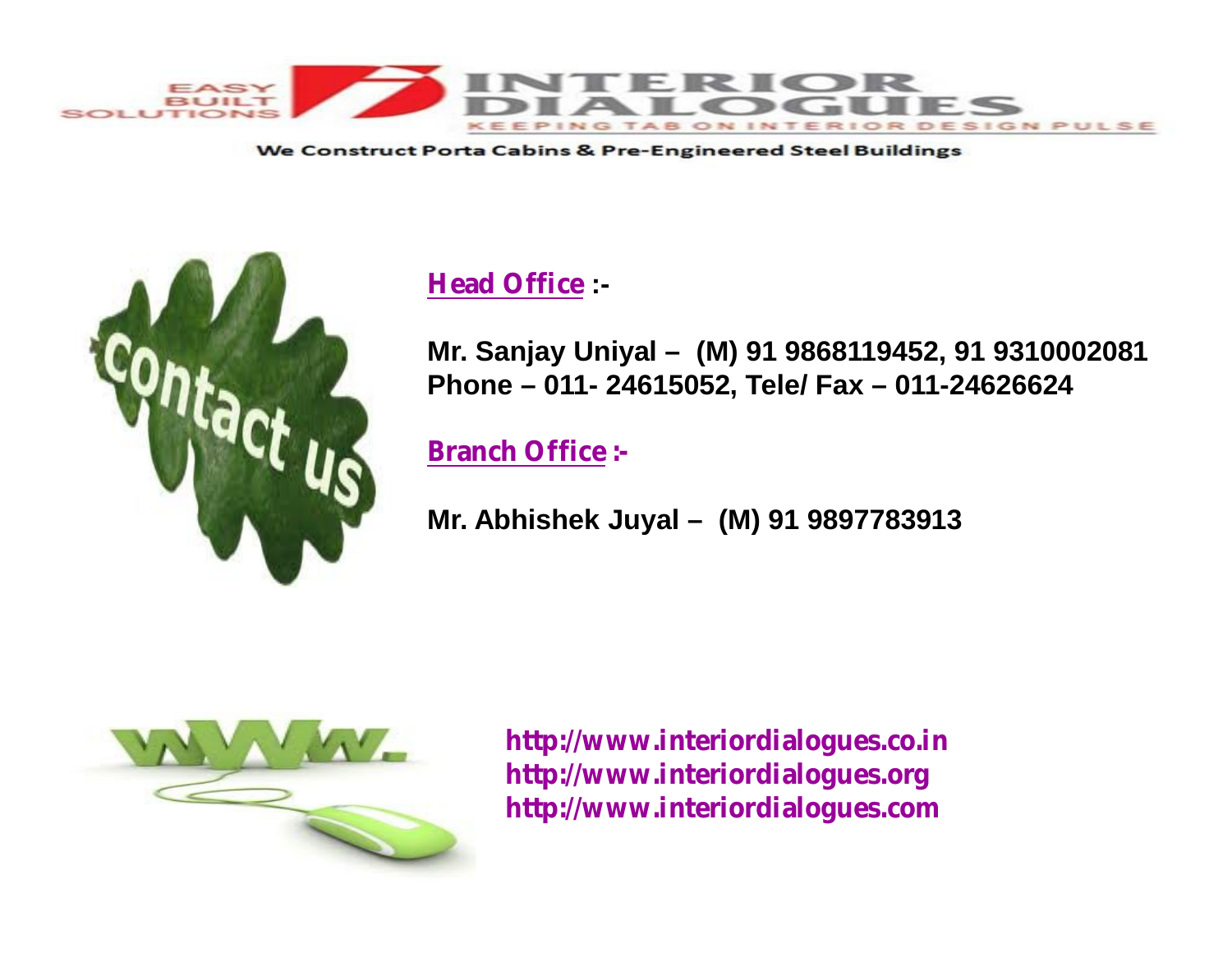**Head Office** :-

**Mr. Sanjay Uniyal – (M) 91 9868119452, 91 9310002081**
**Phone – 011- 24615052, Tele/ Fax – 011-24626624**

**Branch Office** :-

**Mr. Abhishek Juyal – (M) 91 9897783913**

**http://www.interiordialogues.co.in**
**http://www.interiordialogues.org**
**http://www.interiordialogues.com**